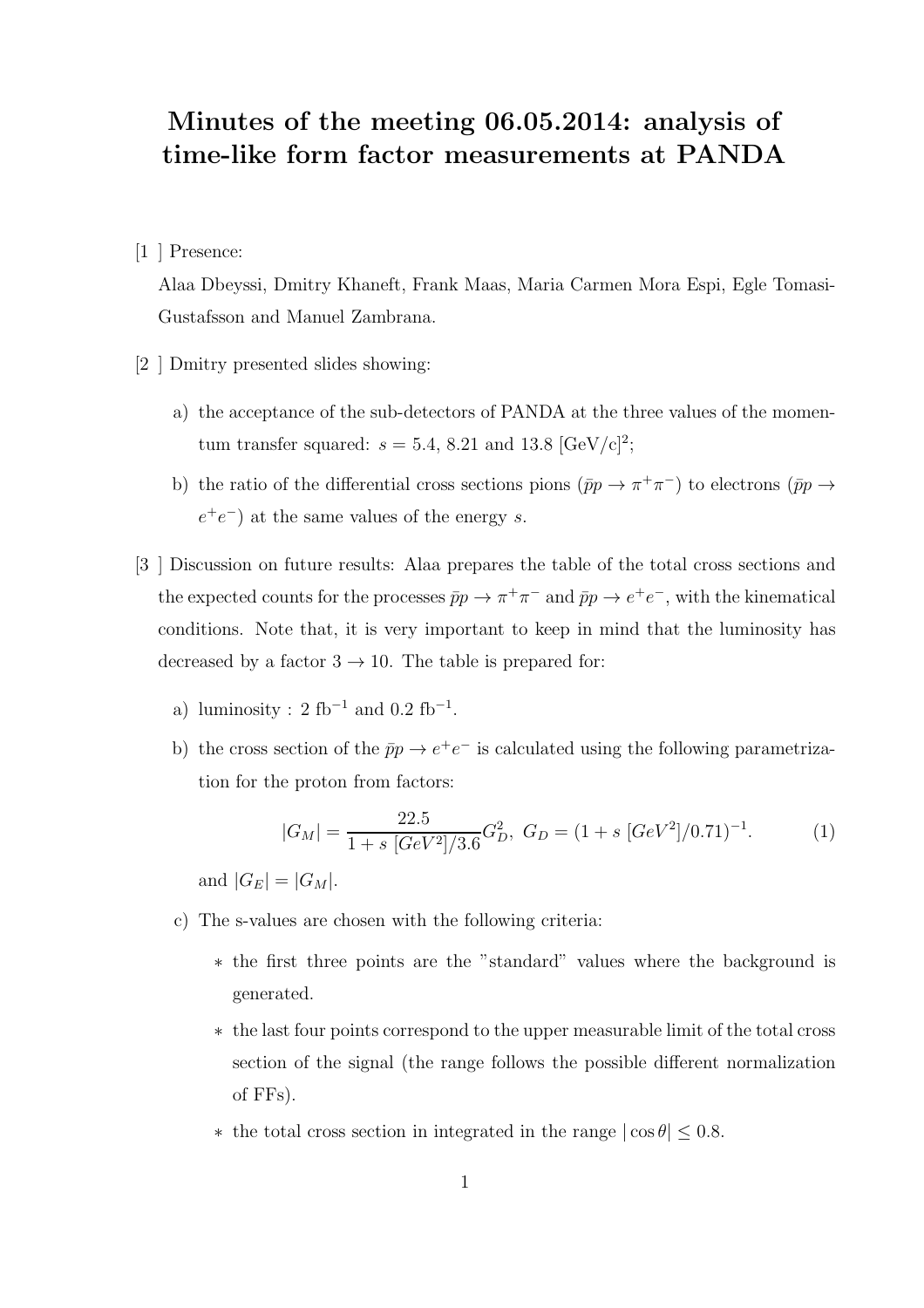# Minutes of the meeting 06.05.2014: analysis of time-like form factor measurements at PANDA

[1 ] Presence:

Alaa Dbeyssi, Dmitry Khaneft, Frank Maas, Maria Carmen Mora Espi, Egle Tomasi-Gustafsson and Manuel Zambrana.

[2 ] Dmitry presented slides showing:

a) the acceptance of the sub-detectors of PANDA at the three values of the momentum transfer squared: $s = 5.4$, 8.21 and 13.8 [GeV/c]$^2$;

b) the ratio of the differential cross sections pions ($\bar{p}p \to \pi^+\pi^-$) to electrons ($\bar{p}p \to e^+e^-$) at the same values of the energy $s$.

[3 ] Discussion on future results: Alaa prepares the table of the total cross sections and the expected counts for the processes $\bar{p}p \to \pi^+\pi^-$ and $\bar{p}p \to e^+e^-$, with the kinematical conditions. Note that, it is very important to keep in mind that the luminosity has decreased by a factor $3 \to 10$. The table is prepared for:

a) luminosity : 2 fb$^{-1}$ and 0.2 fb$^{-1}$.

b) the cross section of the $\bar{p}p \to e^+e^-$ is calculated using the following parametrization for the proton from factors:

$$|G_M| = \frac{22.5}{1 + s\ [GeV^2]/3.6} G_D^2,\ G_D = (1 + s\ [GeV^2]/0.71)^{-1}. \tag{1}$$

and $|G_E| = |G_M|$.

c) The s-values are chosen with the following criteria:

* the first three points are the "standard" values where the background is generated.
* the last four points correspond to the upper measurable limit of the total cross section of the signal (the range follows the possible different normalization of FFs).
* the total cross section in integrated in the range $|\cos\theta| \leq 0.8$.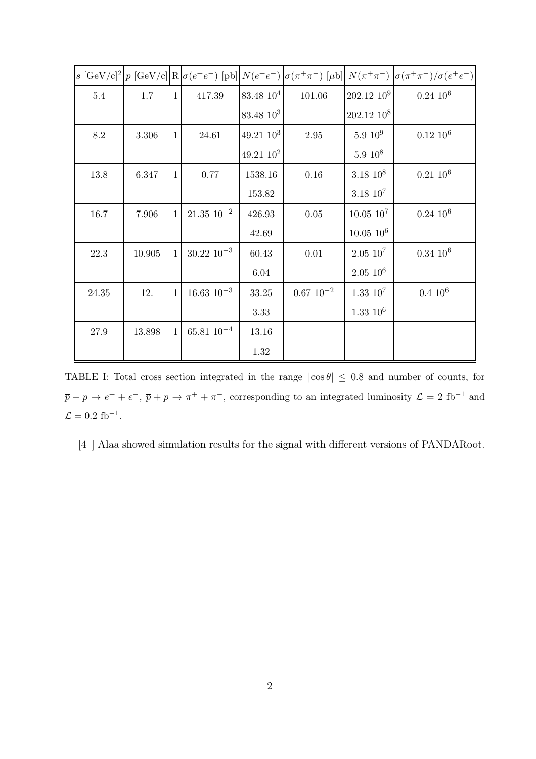| $s$ [GeV/c]$^2$ | $p$ [GeV/c] | R | $\sigma(e^+e^-)$ [pb] | $N(e^+e^-)$ | $\sigma(\pi^+\pi^-)$ [$\mu$b] | $N(\pi^+\pi^-)$ | $\sigma(\pi^+\pi^-)/\sigma(e^+e^-)$ |
|---|---|---|---|---|---|---|---|
| 5.4 | 1.7 | 1 | 417.39 | 83.48 $10^4$ | 101.06 | 202.12 $10^9$ | 0.24 $10^6$ |
| | | | | 83.48 $10^3$ | | 202.12 $10^8$ | |
| 8.2 | 3.306 | 1 | 24.61 | 49.21 $10^3$ | 2.95 | 5.9 $10^9$ | 0.12 $10^6$ |
| | | | | 49.21 $10^2$ | | 5.9 $10^8$ | |
| 13.8 | 6.347 | 1 | 0.77 | 1538.16 | 0.16 | 3.18 $10^8$ | 0.21 $10^6$ |
| | | | | 153.82 | | 3.18 $10^7$ | |
| 16.7 | 7.906 | 1 | 21.35 $10^{-2}$ | 426.93 | 0.05 | 10.05 $10^7$ | 0.24 $10^6$ |
| | | | | 42.69 | | 10.05 $10^6$ | |
| 22.3 | 10.905 | 1 | 30.22 $10^{-3}$ | 60.43 | 0.01 | 2.05 $10^7$ | 0.34 $10^6$ |
| | | | | 6.04 | | 2.05 $10^6$ | |
| 24.35 | 12. | 1 | 16.63 $10^{-3}$ | 33.25 | 0.67 $10^{-2}$ | 1.33 $10^7$ | 0.4 $10^6$ |
| | | | | 3.33 | | 1.33 $10^6$ | |
| 27.9 | 13.898 | 1 | 65.81 $10^{-4}$ | 13.16 | | | |
| | | | | 1.32 | | | |

TABLE I: Total cross section integrated in the range $|\cos\theta| \leq 0.8$ and number of counts, for $\overline{p} + p \to e^+ + e^-$, $\overline{p} + p \to \pi^+ + \pi^-$, corresponding to an integrated luminosity $\mathcal{L} = 2$ fb$^{-1}$ and $\mathcal{L} = 0.2$ fb$^{-1}$.

[4 ] Alaa showed simulation results for the signal with different versions of PANDARoot.